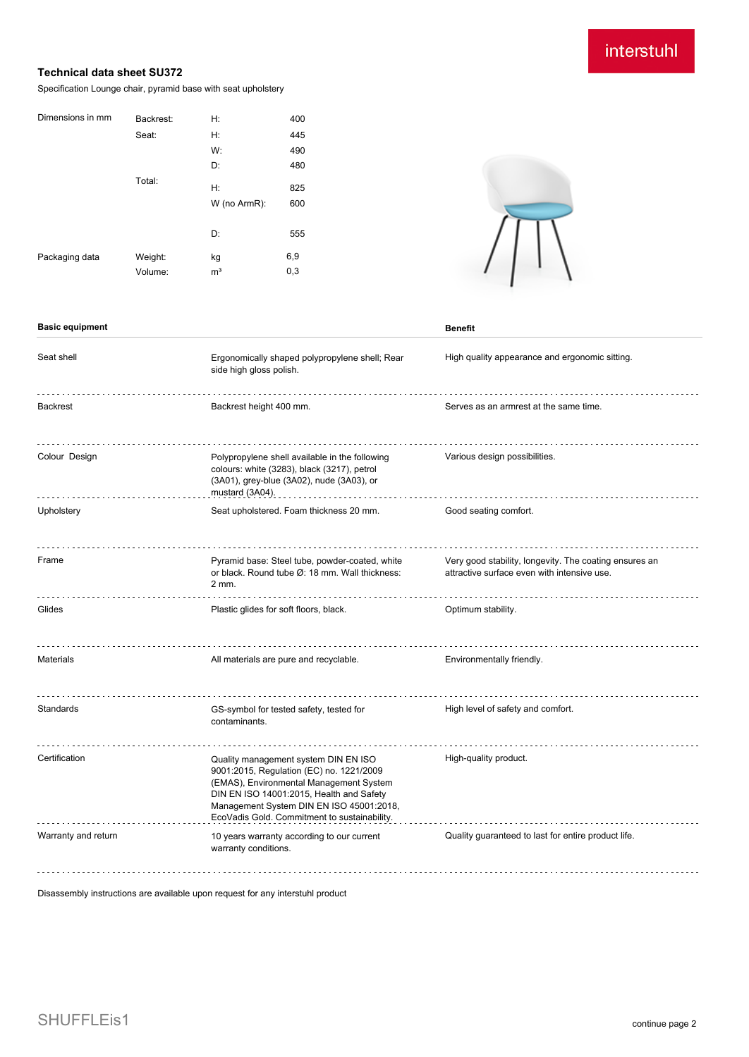interstuhl

# Technical data sheet SU372

Specification Lounge chair, pyramid base with seat upholstery

| Dimensions in mm | Backrest: | H: | 400 |
|---|---|---|---|
| | Seat: | H: | 445 |
| | | W: | 490 |
| | | D: | 480 |
| | Total: | H: | 825 |
| | | W (no ArmR): | 600 |
| | | D: | 555 |
| Packaging data | Weight: | kg | 6,9 |
| | Volume: | m³ | 0,3 |

| Basic equipment | | Benefit |
|---|---|---|
| Seat shell | Ergonomically shaped polypropylene shell; Rear side high gloss polish. | High quality appearance and ergonomic sitting. |
| Backrest | Backrest height 400 mm. | Serves as an armrest at the same time. |
| Colour Design | Polypropylene shell available in the following colours: white (3283), black (3217), petrol (3A01), grey-blue (3A02), nude (3A03), or mustard (3A04). | Various design possibilities. |
| Upholstery | Seat upholstered. Foam thickness 20 mm. | Good seating comfort. |
| Frame | Pyramid base: Steel tube, powder-coated, white or black. Round tube Ø: 18 mm. Wall thickness: 2 mm. | Very good stability, longevity. The coating ensures an attractive surface even with intensive use. |
| Glides | Plastic glides for soft floors, black. | Optimum stability. |
| Materials | All materials are pure and recyclable. | Environmentally friendly. |
| Standards | GS-symbol for tested safety, tested for contaminants. | High level of safety and comfort. |
| Certification | Quality management system DIN EN ISO 9001:2015, Regulation (EC) no. 1221/2009 (EMAS), Environmental Management System DIN EN ISO 14001:2015, Health and Safety Management System DIN EN ISO 45001:2018, EcoVadis Gold. Commitment to sustainability. | High-quality product. |
| Warranty and return | 10 years warranty according to our current warranty conditions. | Quality guaranteed to last for entire product life. |

Disassembly instructions are available upon request for any interstuhl product

SHUFFLEis1

continue page 2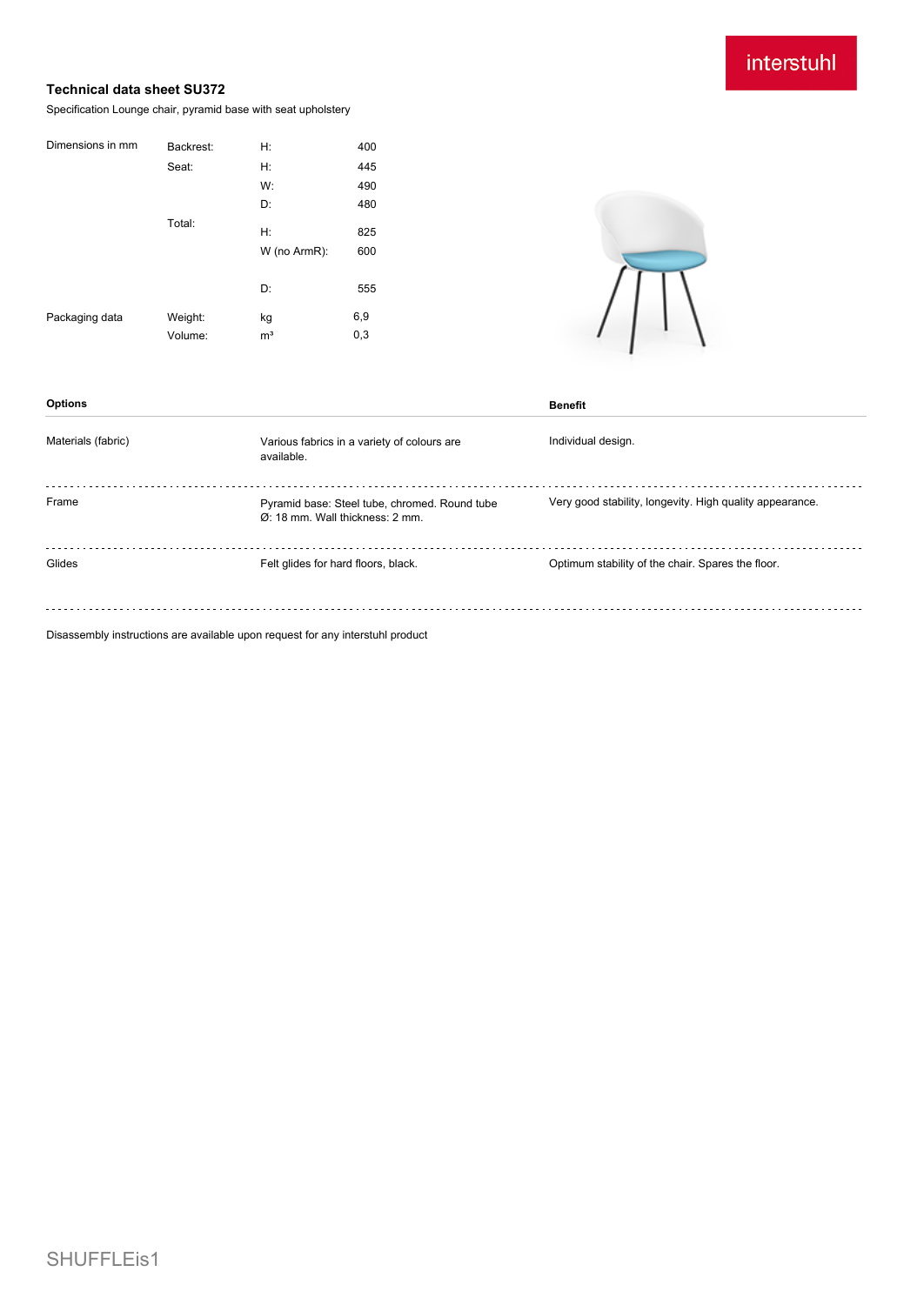interstuhl

## Technical data sheet SU372

Specification Lounge chair, pyramid base with seat upholstery

| | | | |
|---|---|---|---|
| Dimensions in mm | Backrest: | H: | 400 |
| | Seat: | H: | 445 |
| | | W: | 490 |
| | | D: | 480 |
| | Total: | H: | 825 |
| | | W (no ArmR): | 600 |
| | | D: | 555 |
| Packaging data | Weight: | kg | 6,9 |
| | Volume: | m³ | 0,3 |

| Options | | Benefit |
|---|---|---|
| Materials (fabric) | Various fabrics in a variety of colours are available. | Individual design. |
| Frame | Pyramid base: Steel tube, chromed. Round tube Ø: 18 mm. Wall thickness: 2 mm. | Very good stability, longevity. High quality appearance. |
| Glides | Felt glides for hard floors, black. | Optimum stability of the chair. Spares the floor. |

Disassembly instructions are available upon request for any interstuhl product

SHUFFLEis1